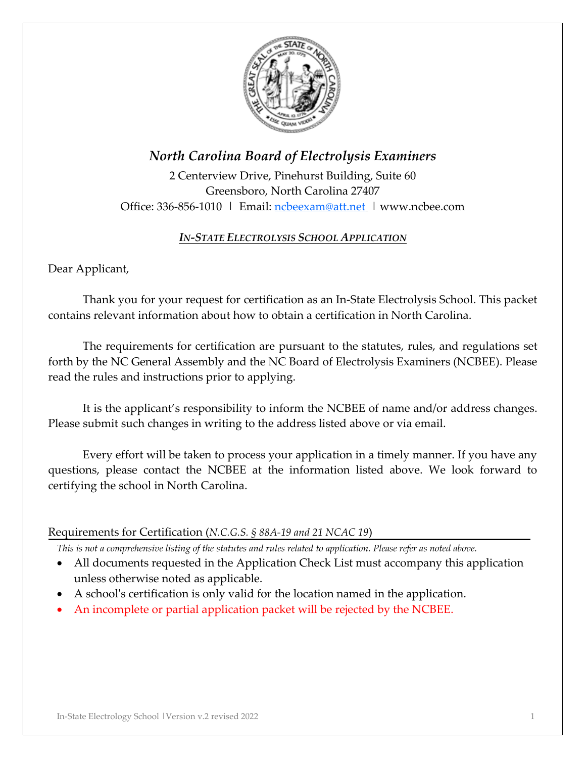# *North Carolina Board of Electrolysis Examiners*

2 Centerview Drive, Pinehurst Building, Suite 60
Greensboro, North Carolina 27407
Office: 336-856-1010 | Email: ncbeexam@att.net | www.ncbee.com

## ***IN-STATE ELECTROLYSIS SCHOOL APPLICATION***

Dear Applicant,

Thank you for your request for certification as an In-State Electrolysis School. This packet contains relevant information about how to obtain a certification in North Carolina.

The requirements for certification are pursuant to the statutes, rules, and regulations set forth by the NC General Assembly and the NC Board of Electrolysis Examiners (NCBEE). Please read the rules and instructions prior to applying.

It is the applicant's responsibility to inform the NCBEE of name and/or address changes. Please submit such changes in writing to the address listed above or via email.

Every effort will be taken to process your application in a timely manner. If you have any questions, please contact the NCBEE at the information listed above. We look forward to certifying the school in North Carolina.

### Requirements for Certification (*N.C.G.S. § 88A-19 and 21 NCAC 19*)

*This is not a comprehensive listing of the statutes and rules related to application. Please refer as noted above.*

- All documents requested in the Application Check List must accompany this application unless otherwise noted as applicable.
- A school's certification is only valid for the location named in the application.
- An incomplete or partial application packet will be rejected by the NCBEE.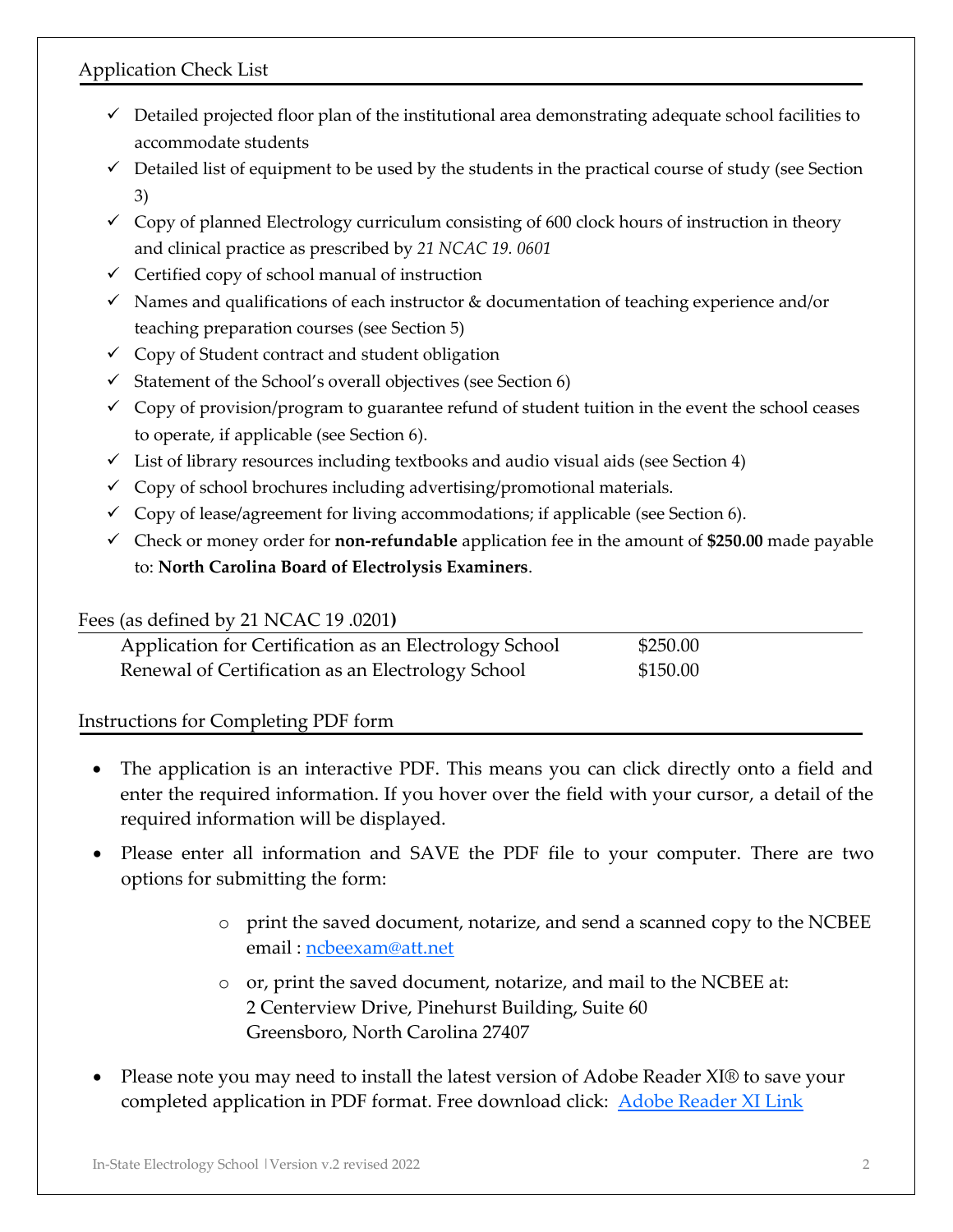## Application Check List

- ✓ Detailed projected floor plan of the institutional area demonstrating adequate school facilities to accommodate students
- ✓ Detailed list of equipment to be used by the students in the practical course of study (see Section 3)
- ✓ Copy of planned Electrology curriculum consisting of 600 clock hours of instruction in theory and clinical practice as prescribed by *21 NCAC 19. 0601*
- ✓ Certified copy of school manual of instruction
- ✓ Names and qualifications of each instructor & documentation of teaching experience and/or teaching preparation courses (see Section 5)
- ✓ Copy of Student contract and student obligation
- ✓ Statement of the School's overall objectives (see Section 6)
- ✓ Copy of provision/program to guarantee refund of student tuition in the event the school ceases to operate, if applicable (see Section 6).
- ✓ List of library resources including textbooks and audio visual aids (see Section 4)
- ✓ Copy of school brochures including advertising/promotional materials.
- ✓ Copy of lease/agreement for living accommodations; if applicable (see Section 6).
- ✓ Check or money order for **non-refundable** application fee in the amount of **$250.00** made payable to: **North Carolina Board of Electrolysis Examiners**.

## Fees (as defined by 21 NCAC 19 .0201)

| | |
|---|---|
| Application for Certification as an Electrology School | $250.00 |
| Renewal of Certification as an Electrology School | $150.00 |

## Instructions for Completing PDF form

- The application is an interactive PDF. This means you can click directly onto a field and enter the required information. If you hover over the field with your cursor, a detail of the required information will be displayed.
- Please enter all information and SAVE the PDF file to your computer. There are two options for submitting the form:
  - print the saved document, notarize, and send a scanned copy to the NCBEE email : ncbeexam@att.net
  - or, print the saved document, notarize, and mail to the NCBEE at:
    2 Centerview Drive, Pinehurst Building, Suite 60
    Greensboro, North Carolina 27407
- Please note you may need to install the latest version of Adobe Reader XI® to save your completed application in PDF format. Free download click: Adobe Reader XI Link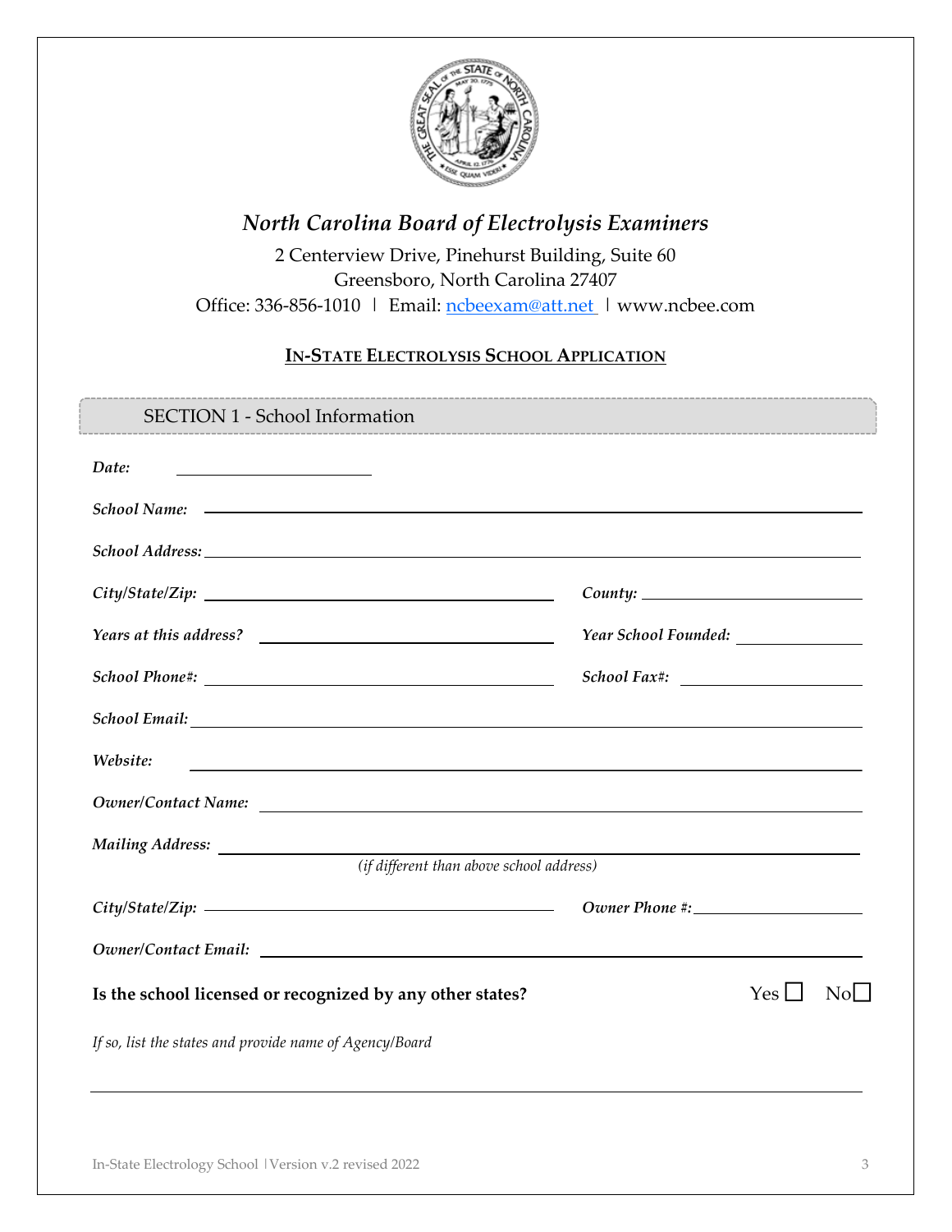# *North Carolina Board of Electrolysis Examiners*

2 Centerview Drive, Pinehurst Building, Suite 60
Greensboro, North Carolina 27407
Office: 336-856-1010 | Email: ncbeexam@att.net | www.ncbee.com

## IN-STATE ELECTROLYSIS SCHOOL APPLICATION

### SECTION 1 - School Information

*Date:* ____________________

*School Name:* ____________________

*School Address:* ____________________

*City/State/Zip:* ____________________ *County:* ____________________

*Years at this address?* ____________________ *Year School Founded:* ____________________

*School Phone#:* ____________________ *School Fax#:* ____________________

*School Email:* ____________________

*Website:* ____________________

*Owner/Contact Name:* ____________________

*Mailing Address:* ____________________
*(if different than above school address)*

*City/State/Zip:* ____________________ *Owner Phone #:* ____________________

*Owner/Contact Email:* ____________________

**Is the school licensed or recognized by any other states?** Yes ☐ No☐

*If so, list the states and provide name of Agency/Board*

____________________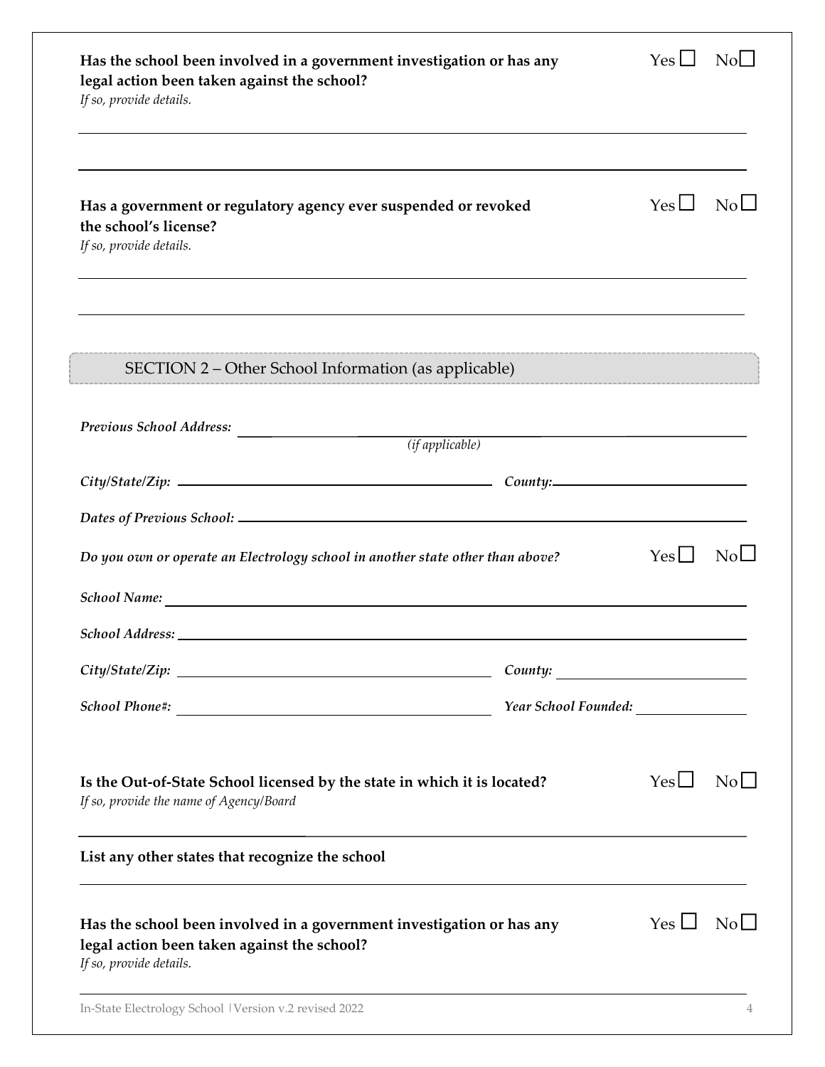**Has the school been involved in a government investigation or has any legal action been taken against the school?** Yes ☐ No ☐

*If so, provide details.*

______________________________________________________________________

______________________________________________________________________

**Has a government or regulatory agency ever suspended or revoked the school's license?** Yes ☐ No ☐

*If so, provide details.*

______________________________________________________________________

______________________________________________________________________

## SECTION 2 – Other School Information (as applicable)

***Previous School Address:*** ______________________________________________
*(if applicable)*

***City/State/Zip:*** ______________________________ ***County:*** ____________________

***Dates of Previous School:*** ______________________________________________

***Do you own or operate an Electrology school in another state other than above?*** Yes ☐ No ☐

***School Name:*** ______________________________________________

***School Address:*** ______________________________________________

***City/State/Zip:*** ______________________________ ***County:*** ____________________

***School Phone#:*** ______________________________ ***Year School Founded:*** ____________

**Is the Out-of-State School licensed by the state in which it is located?** Yes ☐ No ☐

*If so, provide the name of Agency/Board*

______________________________________________________________________

**List any other states that recognize the school**

______________________________________________________________________

**Has the school been involved in a government investigation or has any legal action been taken against the school?** Yes ☐ No ☐

*If so, provide details.*

______________________________________________________________________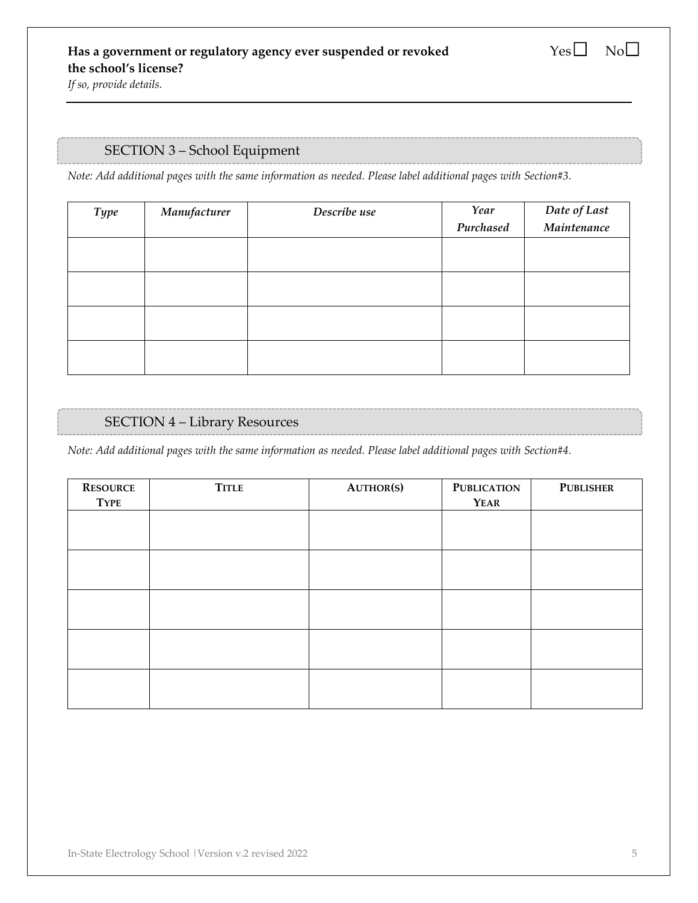**Has a government or regulatory agency ever suspended or revoked the school's license?** Yes ☐ No ☐

*If so, provide details.*

---

## SECTION 3 – School Equipment

*Note: Add additional pages with the same information as needed. Please label additional pages with Section#3.*

| *Type* | *Manufacturer* | *Describe use* | *Year Purchased* | *Date of Last Maintenance* |
|---|---|---|---|---|
| | | | | |
| | | | | |
| | | | | |
| | | | | |

## SECTION 4 – Library Resources

*Note: Add additional pages with the same information as needed. Please label additional pages with Section#4.*

| **Resource Type** | **Title** | **Author(s)** | **Publication Year** | **Publisher** |
|---|---|---|---|---|
| | | | | |
| | | | | |
| | | | | |
| | | | | |
| | | | | |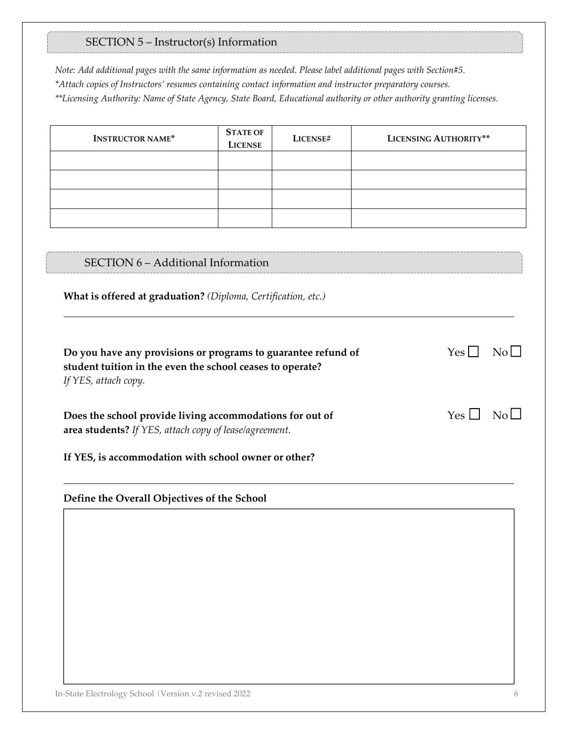## SECTION 5 – Instructor(s) Information

*Note: Add additional pages with the same information as needed. Please label additional pages with Section#5.*
*\*Attach copies of Instructors' resumes containing contact information and instructor preparatory courses.*
*\*\*Licensing Authority: Name of State Agency, State Board, Educational authority or other authority granting licenses.*

| INSTRUCTOR NAME* | STATE OF LICENSE | LICENSE# | LICENSING AUTHORITY** |
|---|---|---|---|
| | | | |
| | | | |
| | | | |
| | | | |

## SECTION 6 – Additional Information

**What is offered at graduation?** *(Diploma, Certification, etc.)*

______________________________________________________________________

**Do you have any provisions or programs to guarantee refund of student tuition in the even the school ceases to operate?** Yes ☐ No ☐
*If YES, attach copy.*

**Does the school provide living accommodations for out of area students?** *If YES, attach copy of lease/agreement.* Yes ☐ No ☐

**If YES, is accommodation with school owner or other?**

______________________________________________________________________

**Define the Overall Objectives of the School**

| |
|---|
| |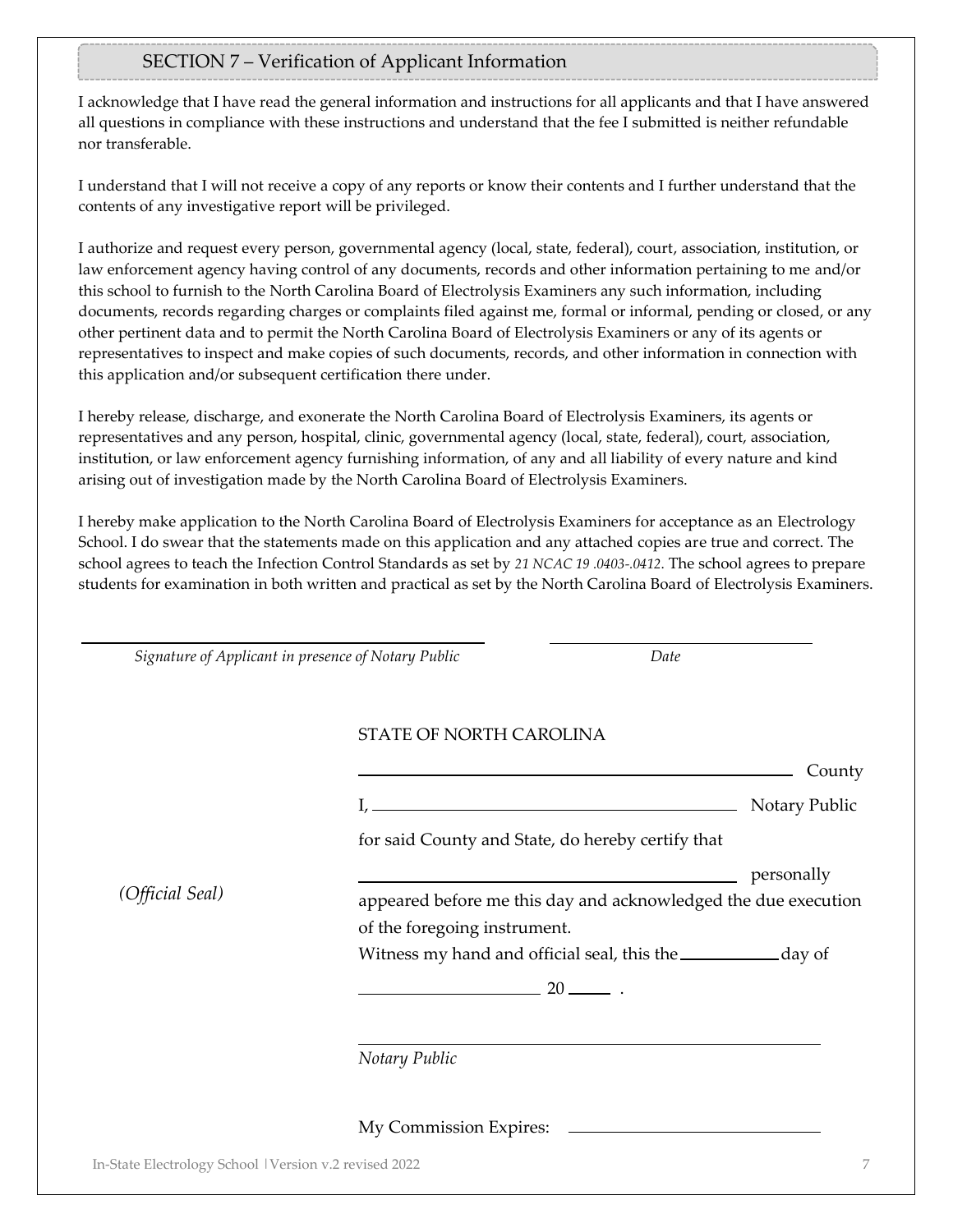## SECTION 7 – Verification of Applicant Information

I acknowledge that I have read the general information and instructions for all applicants and that I have answered all questions in compliance with these instructions and understand that the fee I submitted is neither refundable nor transferable.

I understand that I will not receive a copy of any reports or know their contents and I further understand that the contents of any investigative report will be privileged.

I authorize and request every person, governmental agency (local, state, federal), court, association, institution, or law enforcement agency having control of any documents, records and other information pertaining to me and/or this school to furnish to the North Carolina Board of Electrolysis Examiners any such information, including documents, records regarding charges or complaints filed against me, formal or informal, pending or closed, or any other pertinent data and to permit the North Carolina Board of Electrolysis Examiners or any of its agents or representatives to inspect and make copies of such documents, records, and other information in connection with this application and/or subsequent certification there under.

I hereby release, discharge, and exonerate the North Carolina Board of Electrolysis Examiners, its agents or representatives and any person, hospital, clinic, governmental agency (local, state, federal), court, association, institution, or law enforcement agency furnishing information, of any and all liability of every nature and kind arising out of investigation made by the North Carolina Board of Electrolysis Examiners.

I hereby make application to the North Carolina Board of Electrolysis Examiners for acceptance as an Electrology School. I do swear that the statements made on this application and any attached copies are true and correct. The school agrees to teach the Infection Control Standards as set by *21 NCAC 19 .0403-.0412*. The school agrees to prepare students for examination in both written and practical as set by the North Carolina Board of Electrolysis Examiners.

________________________________________ ________________________

*Signature of Applicant in presence of Notary Public* *Date*

STATE OF NORTH CAROLINA

________________________________________ County

I, ________________________________________ Notary Public

for said County and State, do hereby certify that

________________________________________ personally

appeared before me this day and acknowledged the due execution of the foregoing instrument.

Witness my hand and official seal, this the __________ day of

____________________ 20 _____ .

*(Official Seal)*

________________________________________

*Notary Public*

My Commission Expires: ________________________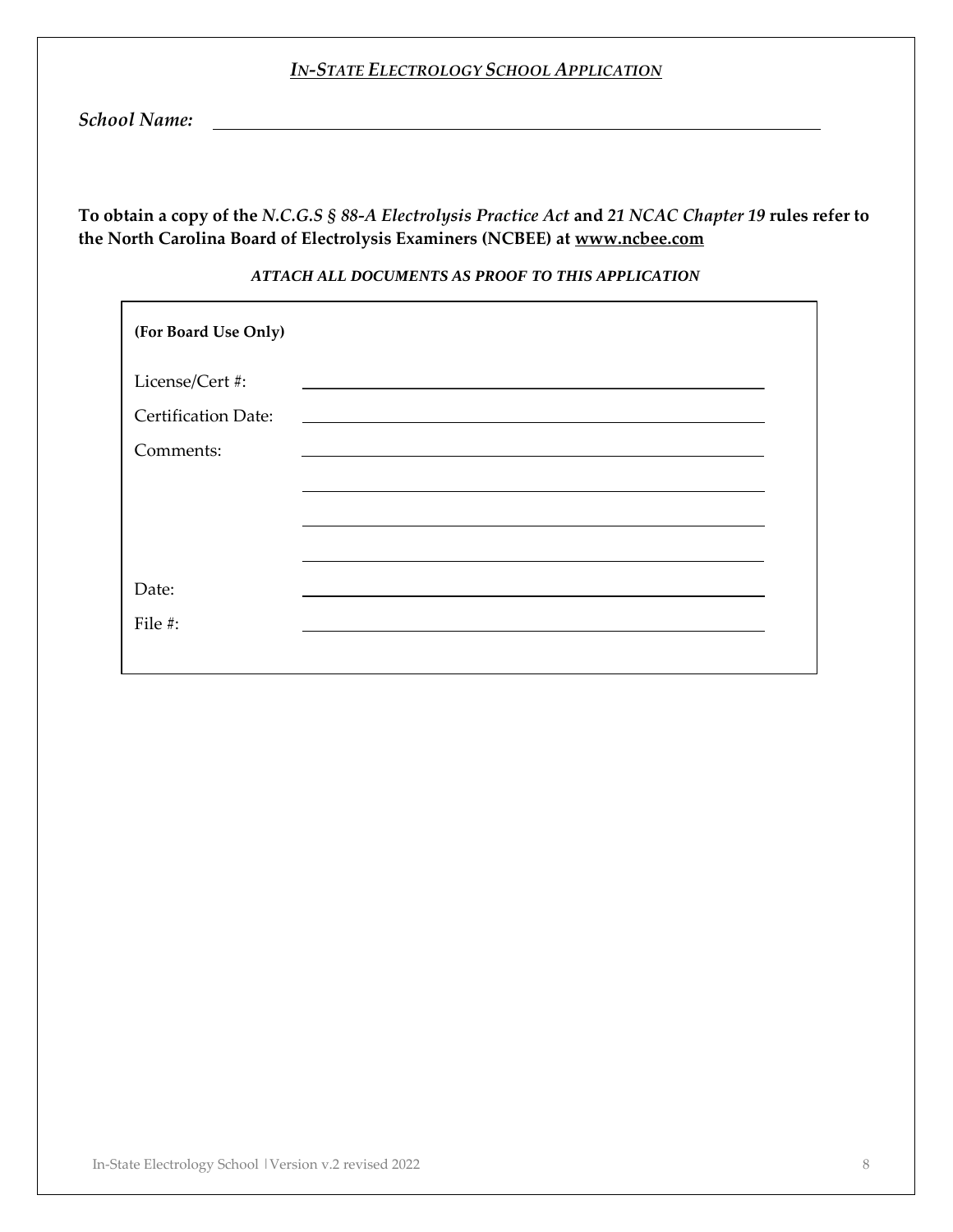## *IN-STATE ELECTROLOGY SCHOOL APPLICATION*

***School Name:*** ______________________________________________

**To obtain a copy of the** ***N.C.G.S § 88-A Electrolysis Practice Act*** **and** ***21 NCAC Chapter 19*** **rules refer to the North Carolina Board of Electrolysis Examiners (NCBEE) at [www.ncbee.com](http://www.ncbee.com)**

***ATTACH ALL DOCUMENTS AS PROOF TO THIS APPLICATION***

**(For Board Use Only)**

License/Cert #: ______________________________________________

Certification Date: ______________________________________________

Comments: ______________________________________________

______________________________________________

______________________________________________

______________________________________________

Date: ______________________________________________

File #: ______________________________________________

In-State Electrology School | Version v.2 revised 2022